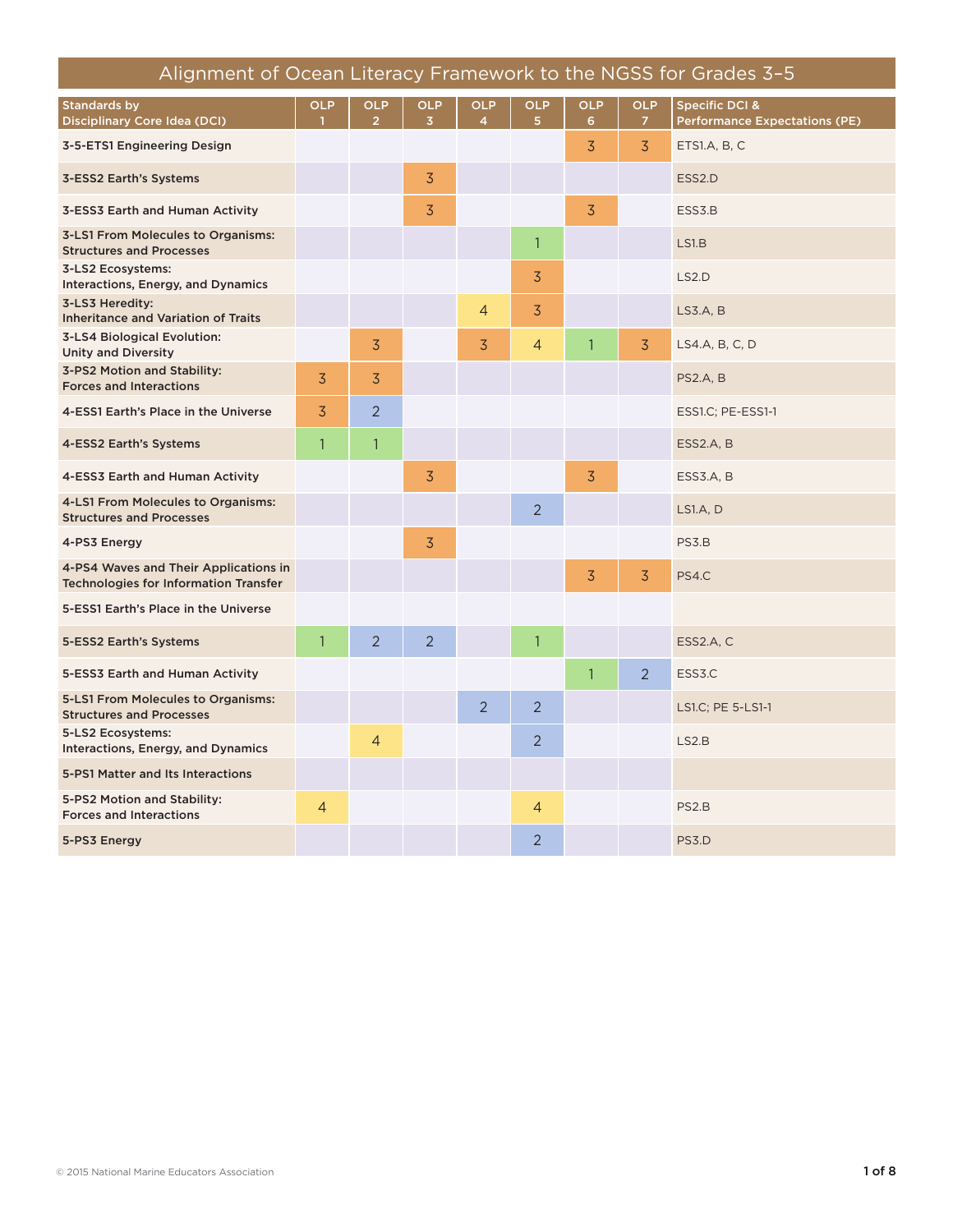# Alignment of Ocean Literacy Framework to the NGSS for Grades 3–5

| Standards by Disciplinary Core Idea (DCI) | OLP 1 | OLP 2 | OLP 3 | OLP 4 | OLP 5 | OLP 6 | OLP 7 | Specific DCI & Performance Expectations (PE) |
|---|---|---|---|---|---|---|---|---|
| 3-5-ETS1 Engineering Design | | | | | | 3 | 3 | ETS1.A, B, C |
| 3-ESS2 Earth's Systems | | | 3 | | | | | ESS2.D |
| 3-ESS3 Earth and Human Activity | | | 3 | | | 3 | | ESS3.B |
| 3-LS1 From Molecules to Organisms: Structures and Processes | | | | | 1 | | | LS1.B |
| 3-LS2 Ecosystems: Interactions, Energy, and Dynamics | | | | | 3 | | | LS2.D |
| 3-LS3 Heredity: Inheritance and Variation of Traits | | | | 4 | 3 | | | LS3.A, B |
| 3-LS4 Biological Evolution: Unity and Diversity | | 3 | | 3 | 4 | 1 | 3 | LS4.A, B, C, D |
| 3-PS2 Motion and Stability: Forces and Interactions | 3 | 3 | | | | | | PS2.A, B |
| 4-ESS1 Earth's Place in the Universe | 3 | 2 | | | | | | ESS1.C; PE-ESS1-1 |
| 4-ESS2 Earth's Systems | 1 | 1 | | | | | | ESS2.A, B |
| 4-ESS3 Earth and Human Activity | | | 3 | | | 3 | | ESS3.A, B |
| 4-LS1 From Molecules to Organisms: Structures and Processes | | | | | 2 | | | LS1.A, D |
| 4-PS3 Energy | | | 3 | | | | | PS3.B |
| 4-PS4 Waves and Their Applications in Technologies for Information Transfer | | | | | | 3 | 3 | PS4.C |
| 5-ESS1 Earth's Place in the Universe | | | | | | | | |
| 5-ESS2 Earth's Systems | 1 | 2 | 2 | | 1 | | | ESS2.A, C |
| 5-ESS3 Earth and Human Activity | | | | | | 1 | 2 | ESS3.C |
| 5-LS1 From Molecules to Organisms: Structures and Processes | | | | 2 | 2 | | | LS1.C; PE 5-LS1-1 |
| 5-LS2 Ecosystems: Interactions, Energy, and Dynamics | | 4 | | | 2 | | | LS2.B |
| 5-PS1 Matter and Its Interactions | | | | | | | | |
| 5-PS2 Motion and Stability: Forces and Interactions | 4 | | | | 4 | | | PS2.B |
| 5-PS3 Energy | | | | | 2 | | | PS3.D |

© 2015 National Marine Educators Association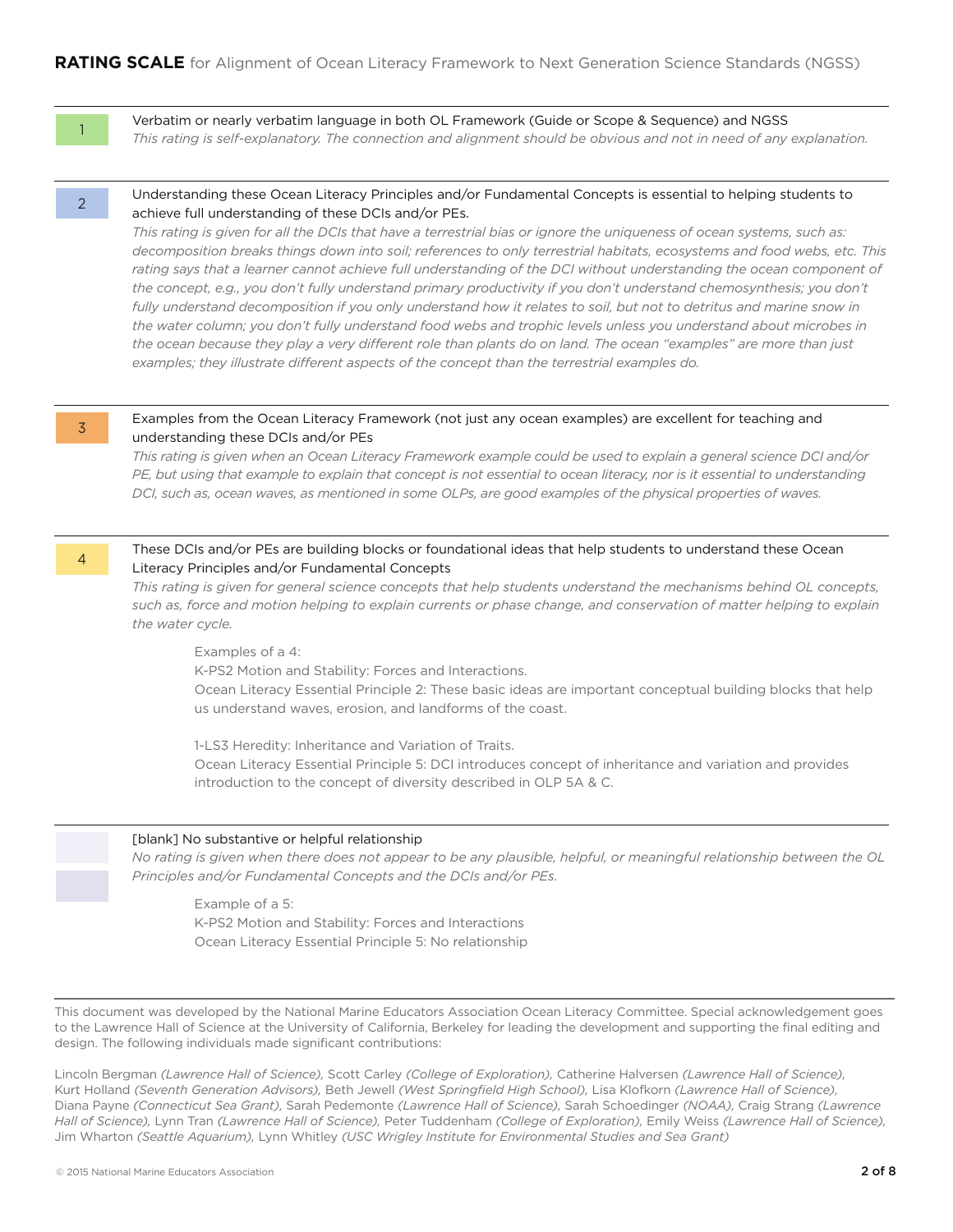## **RATING SCALE** for Alignment of Ocean Literacy Framework to Next Generation Science Standards (NGSS)

**1**

Verbatim or nearly verbatim language in both OL Framework (Guide or Scope & Sequence) and NGSS

*This rating is self-explanatory. The connection and alignment should be obvious and not in need of any explanation.*

**2**

Understanding these Ocean Literacy Principles and/or Fundamental Concepts is essential to helping students to achieve full understanding of these DCIs and/or PEs.

*This rating is given for all the DCIs that have a terrestrial bias or ignore the uniqueness of ocean systems, such as: decomposition breaks things down into soil; references to only terrestrial habitats, ecosystems and food webs, etc. This rating says that a learner cannot achieve full understanding of the DCI without understanding the ocean component of the concept, e.g., you don't fully understand primary productivity if you don't understand chemosynthesis; you don't fully understand decomposition if you only understand how it relates to soil, but not to detritus and marine snow in the water column; you don't fully understand food webs and trophic levels unless you understand about microbes in the ocean because they play a very different role than plants do on land. The ocean "examples" are more than just examples; they illustrate different aspects of the concept than the terrestrial examples do.*

**3**

Examples from the Ocean Literacy Framework (not just any ocean examples) are excellent for teaching and understanding these DCIs and/or PEs

*This rating is given when an Ocean Literacy Framework example could be used to explain a general science DCI and/or PE, but using that example to explain that concept is not essential to ocean literacy, nor is it essential to understanding DCI, such as, ocean waves, as mentioned in some OLPs, are good examples of the physical properties of waves.*

**4**

These DCIs and/or PEs are building blocks or foundational ideas that help students to understand these Ocean Literacy Principles and/or Fundamental Concepts

*This rating is given for general science concepts that help students understand the mechanisms behind OL concepts, such as, force and motion helping to explain currents or phase change, and conservation of matter helping to explain the water cycle.*

Examples of a 4:
K-PS2 Motion and Stability: Forces and Interactions.
Ocean Literacy Essential Principle 2: These basic ideas are important conceptual building blocks that help us understand waves, erosion, and landforms of the coast.

1-LS3 Heredity: Inheritance and Variation of Traits.
Ocean Literacy Essential Principle 5: DCI introduces concept of inheritance and variation and provides introduction to the concept of diversity described in OLP 5A & C.

[blank] No substantive or helpful relationship

*No rating is given when there does not appear to be any plausible, helpful, or meaningful relationship between the OL Principles and/or Fundamental Concepts and the DCIs and/or PEs.*

Example of a 5:
K-PS2 Motion and Stability: Forces and Interactions
Ocean Literacy Essential Principle 5: No relationship

---

This document was developed by the National Marine Educators Association Ocean Literacy Committee. Special acknowledgement goes to the Lawrence Hall of Science at the University of California, Berkeley for leading the development and supporting the final editing and design. The following individuals made significant contributions:

Lincoln Bergman *(Lawrence Hall of Science)*, Scott Carley *(College of Exploration)*, Catherine Halversen *(Lawrence Hall of Science)*, Kurt Holland *(Seventh Generation Advisors)*, Beth Jewell *(West Springfield High School)*, Lisa Klofkorn *(Lawrence Hall of Science)*, Diana Payne *(Connecticut Sea Grant)*, Sarah Pedemonte *(Lawrence Hall of Science)*, Sarah Schoedinger *(NOAA)*, Craig Strang *(Lawrence Hall of Science)*, Lynn Tran *(Lawrence Hall of Science)*, Peter Tuddenham *(College of Exploration)*, Emily Weiss *(Lawrence Hall of Science)*, Jim Wharton *(Seattle Aquarium)*, Lynn Whitley *(USC Wrigley Institute for Environmental Studies and Sea Grant)*

© 2015 National Marine Educators Association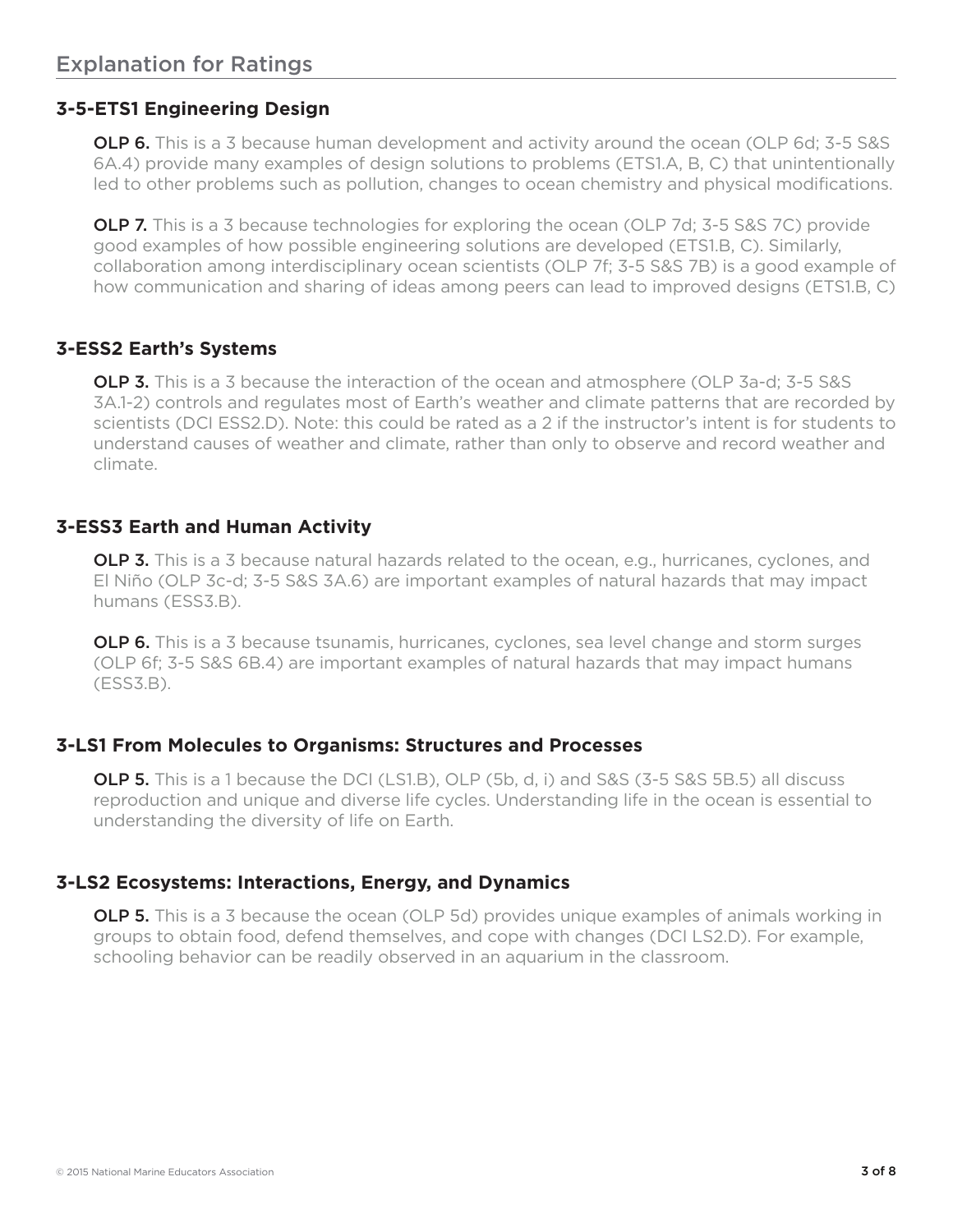## Explanation for Ratings

### 3-5-ETS1 Engineering Design

**OLP 6.** This is a 3 because human development and activity around the ocean (OLP 6d; 3-5 S&S 6A.4) provide many examples of design solutions to problems (ETS1.A, B, C) that unintentionally led to other problems such as pollution, changes to ocean chemistry and physical modifications.

**OLP 7.** This is a 3 because technologies for exploring the ocean (OLP 7d; 3-5 S&S 7C) provide good examples of how possible engineering solutions are developed (ETS1.B, C). Similarly, collaboration among interdisciplinary ocean scientists (OLP 7f; 3-5 S&S 7B) is a good example of how communication and sharing of ideas among peers can lead to improved designs (ETS1.B, C)

### 3-ESS2 Earth's Systems

**OLP 3.** This is a 3 because the interaction of the ocean and atmosphere (OLP 3a-d; 3-5 S&S 3A.1-2) controls and regulates most of Earth's weather and climate patterns that are recorded by scientists (DCI ESS2.D). Note: this could be rated as a 2 if the instructor's intent is for students to understand causes of weather and climate, rather than only to observe and record weather and climate.

### 3-ESS3 Earth and Human Activity

**OLP 3.** This is a 3 because natural hazards related to the ocean, e.g., hurricanes, cyclones, and El Niño (OLP 3c-d; 3-5 S&S 3A.6) are important examples of natural hazards that may impact humans (ESS3.B).

**OLP 6.** This is a 3 because tsunamis, hurricanes, cyclones, sea level change and storm surges (OLP 6f; 3-5 S&S 6B.4) are important examples of natural hazards that may impact humans (ESS3.B).

### 3-LS1 From Molecules to Organisms: Structures and Processes

**OLP 5.** This is a 1 because the DCI (LS1.B), OLP (5b, d, i) and S&S (3-5 S&S 5B.5) all discuss reproduction and unique and diverse life cycles. Understanding life in the ocean is essential to understanding the diversity of life on Earth.

### 3-LS2 Ecosystems: Interactions, Energy, and Dynamics

**OLP 5.** This is a 3 because the ocean (OLP 5d) provides unique examples of animals working in groups to obtain food, defend themselves, and cope with changes (DCI LS2.D). For example, schooling behavior can be readily observed in an aquarium in the classroom.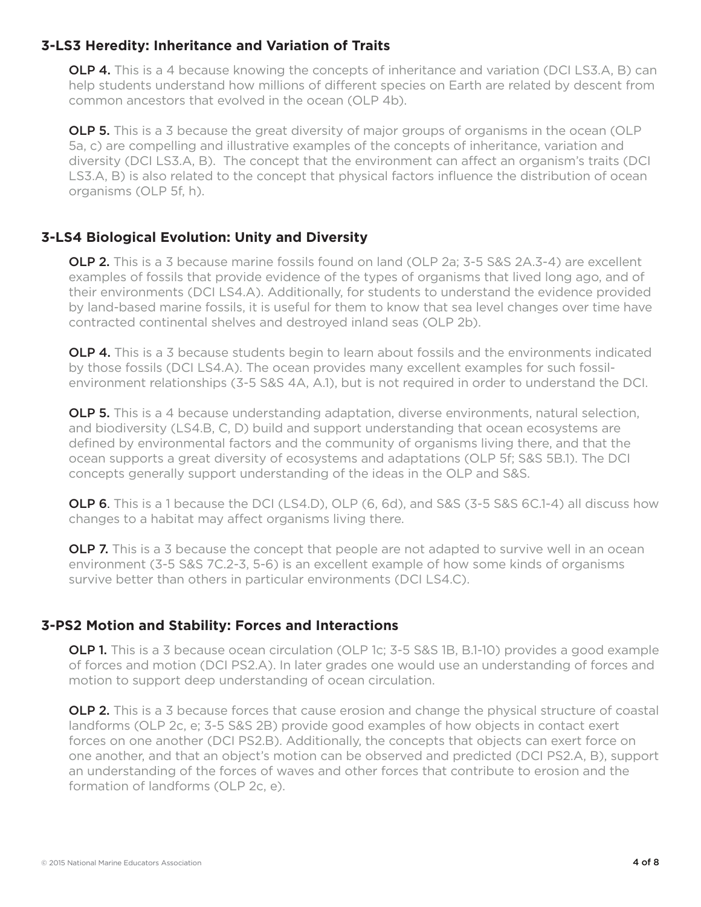### 3-LS3 Heredity: Inheritance and Variation of Traits

**OLP 4.** This is a 4 because knowing the concepts of inheritance and variation (DCI LS3.A, B) can help students understand how millions of different species on Earth are related by descent from common ancestors that evolved in the ocean (OLP 4b).

**OLP 5.** This is a 3 because the great diversity of major groups of organisms in the ocean (OLP 5a, c) are compelling and illustrative examples of the concepts of inheritance, variation and diversity (DCI LS3.A, B). The concept that the environment can affect an organism's traits (DCI LS3.A, B) is also related to the concept that physical factors influence the distribution of ocean organisms (OLP 5f, h).

### 3-LS4 Biological Evolution: Unity and Diversity

**OLP 2.** This is a 3 because marine fossils found on land (OLP 2a; 3-5 S&S 2A.3-4) are excellent examples of fossils that provide evidence of the types of organisms that lived long ago, and of their environments (DCI LS4.A). Additionally, for students to understand the evidence provided by land-based marine fossils, it is useful for them to know that sea level changes over time have contracted continental shelves and destroyed inland seas (OLP 2b).

**OLP 4.** This is a 3 because students begin to learn about fossils and the environments indicated by those fossils (DCI LS4.A). The ocean provides many excellent examples for such fossil-environment relationships (3-5 S&S 4A, A.1), but is not required in order to understand the DCI.

**OLP 5.** This is a 4 because understanding adaptation, diverse environments, natural selection, and biodiversity (LS4.B, C, D) build and support understanding that ocean ecosystems are defined by environmental factors and the community of organisms living there, and that the ocean supports a great diversity of ecosystems and adaptations (OLP 5f; S&S 5B.1). The DCI concepts generally support understanding of the ideas in the OLP and S&S.

**OLP 6**. This is a 1 because the DCI (LS4.D), OLP (6, 6d), and S&S (3-5 S&S 6C.1-4) all discuss how changes to a habitat may affect organisms living there.

**OLP 7.** This is a 3 because the concept that people are not adapted to survive well in an ocean environment (3-5 S&S 7C.2-3, 5-6) is an excellent example of how some kinds of organisms survive better than others in particular environments (DCI LS4.C).

### 3-PS2 Motion and Stability: Forces and Interactions

**OLP 1.** This is a 3 because ocean circulation (OLP 1c; 3-5 S&S 1B, B.1-10) provides a good example of forces and motion (DCI PS2.A). In later grades one would use an understanding of forces and motion to support deep understanding of ocean circulation.

**OLP 2.** This is a 3 because forces that cause erosion and change the physical structure of coastal landforms (OLP 2c, e; 3-5 S&S 2B) provide good examples of how objects in contact exert forces on one another (DCI PS2.B). Additionally, the concepts that objects can exert force on one another, and that an object's motion can be observed and predicted (DCI PS2.A, B), support an understanding of the forces of waves and other forces that contribute to erosion and the formation of landforms (OLP 2c, e).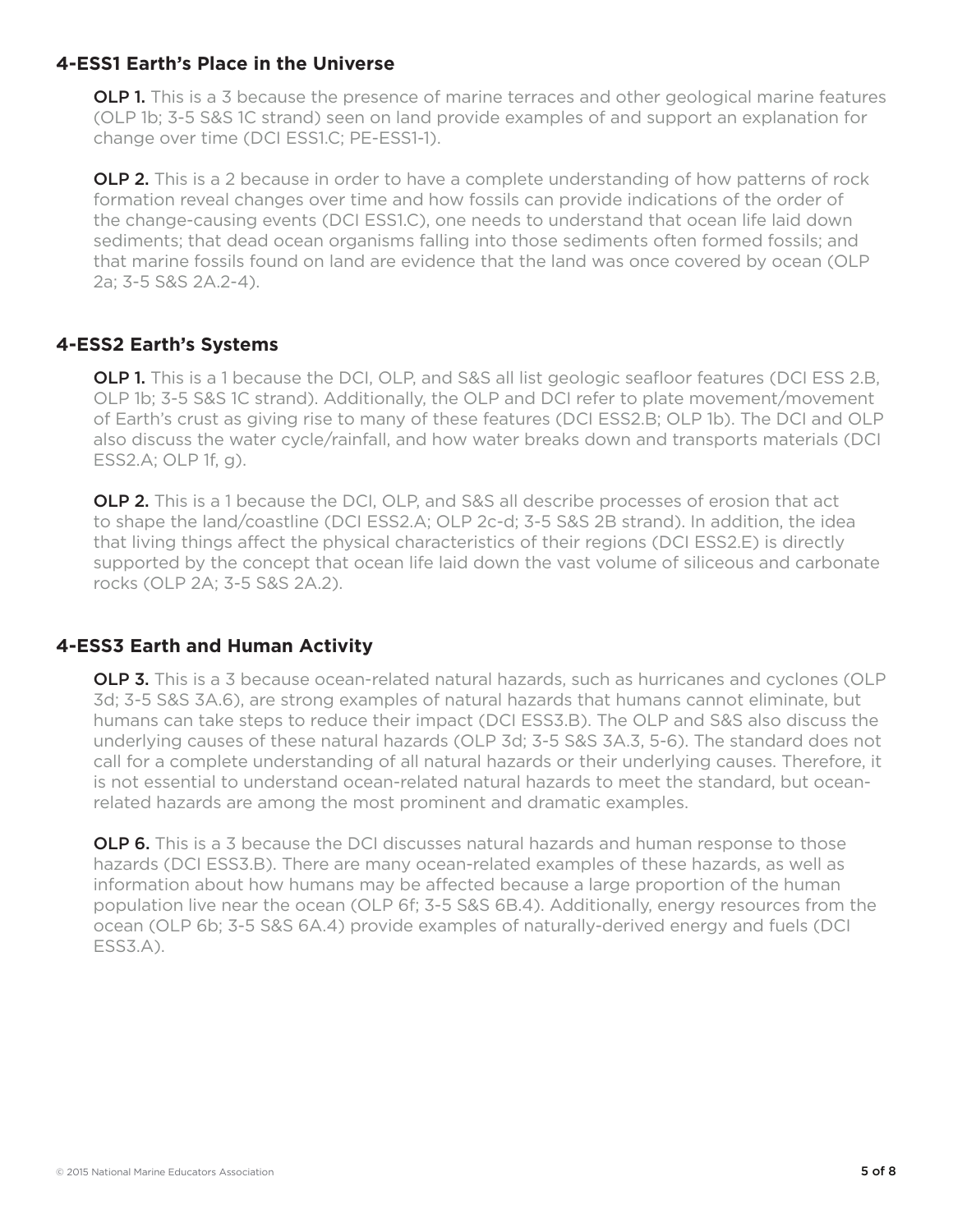### 4-ESS1 Earth's Place in the Universe

**OLP 1.** This is a 3 because the presence of marine terraces and other geological marine features (OLP 1b; 3-5 S&S 1C strand) seen on land provide examples of and support an explanation for change over time (DCI ESS1.C; PE-ESS1-1).

**OLP 2.** This is a 2 because in order to have a complete understanding of how patterns of rock formation reveal changes over time and how fossils can provide indications of the order of the change-causing events (DCI ESS1.C), one needs to understand that ocean life laid down sediments; that dead ocean organisms falling into those sediments often formed fossils; and that marine fossils found on land are evidence that the land was once covered by ocean (OLP 2a; 3-5 S&S 2A.2-4).

### 4-ESS2 Earth's Systems

**OLP 1.** This is a 1 because the DCI, OLP, and S&S all list geologic seafloor features (DCI ESS 2.B, OLP 1b; 3-5 S&S 1C strand). Additionally, the OLP and DCI refer to plate movement/movement of Earth's crust as giving rise to many of these features (DCI ESS2.B; OLP 1b). The DCI and OLP also discuss the water cycle/rainfall, and how water breaks down and transports materials (DCI ESS2.A; OLP 1f, g).

**OLP 2.** This is a 1 because the DCI, OLP, and S&S all describe processes of erosion that act to shape the land/coastline (DCI ESS2.A; OLP 2c-d; 3-5 S&S 2B strand). In addition, the idea that living things affect the physical characteristics of their regions (DCI ESS2.E) is directly supported by the concept that ocean life laid down the vast volume of siliceous and carbonate rocks (OLP 2A; 3-5 S&S 2A.2).

### 4-ESS3 Earth and Human Activity

**OLP 3.** This is a 3 because ocean-related natural hazards, such as hurricanes and cyclones (OLP 3d; 3-5 S&S 3A.6), are strong examples of natural hazards that humans cannot eliminate, but humans can take steps to reduce their impact (DCI ESS3.B). The OLP and S&S also discuss the underlying causes of these natural hazards (OLP 3d; 3-5 S&S 3A.3, 5-6). The standard does not call for a complete understanding of all natural hazards or their underlying causes. Therefore, it is not essential to understand ocean-related natural hazards to meet the standard, but ocean-related hazards are among the most prominent and dramatic examples.

**OLP 6.** This is a 3 because the DCI discusses natural hazards and human response to those hazards (DCI ESS3.B). There are many ocean-related examples of these hazards, as well as information about how humans may be affected because a large proportion of the human population live near the ocean (OLP 6f; 3-5 S&S 6B.4). Additionally, energy resources from the ocean (OLP 6b; 3-5 S&S 6A.4) provide examples of naturally-derived energy and fuels (DCI ESS3.A).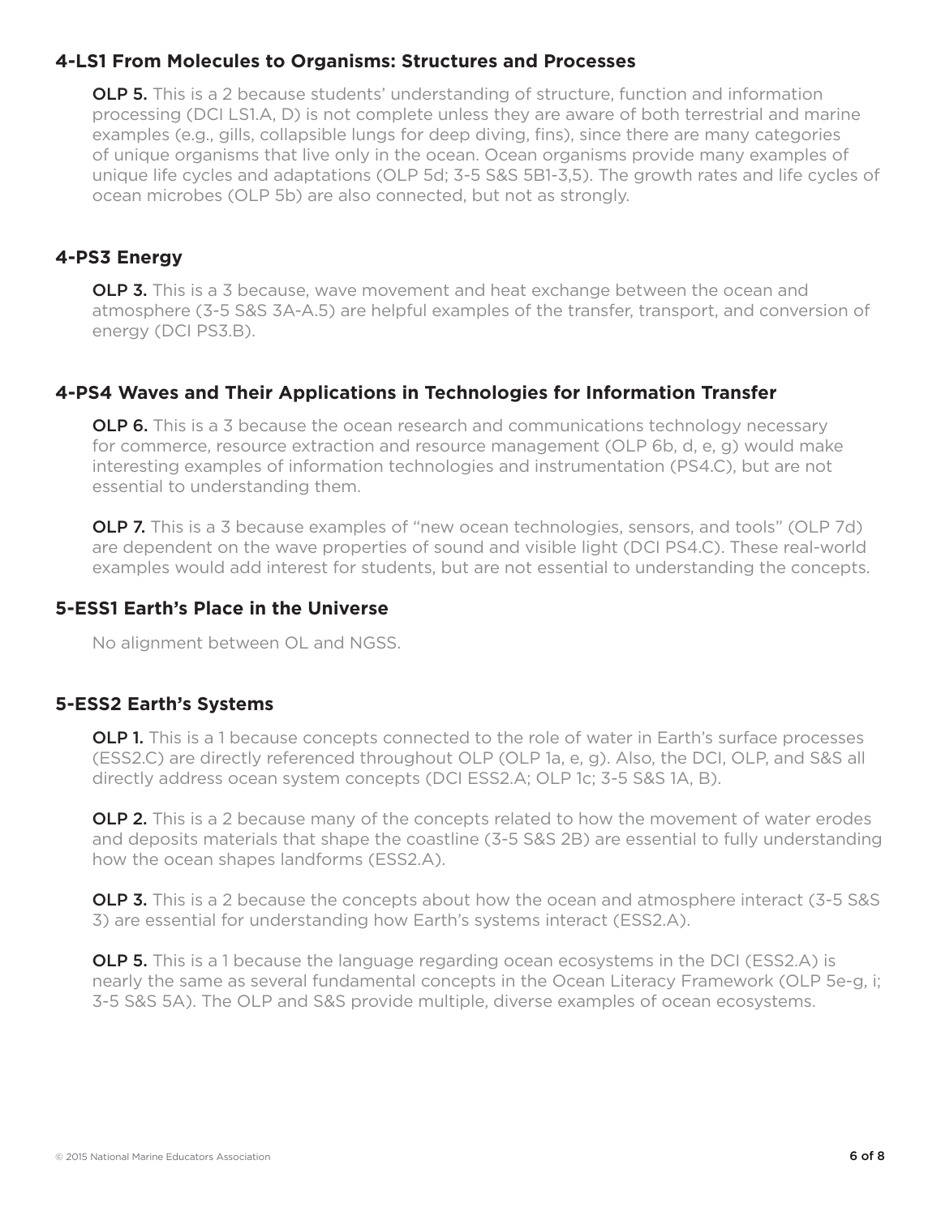### 4-LS1 From Molecules to Organisms: Structures and Processes

**OLP 5.** This is a 2 because students' understanding of structure, function and information processing (DCI LS1.A, D) is not complete unless they are aware of both terrestrial and marine examples (e.g., gills, collapsible lungs for deep diving, fins), since there are many categories of unique organisms that live only in the ocean. Ocean organisms provide many examples of unique life cycles and adaptations (OLP 5d; 3-5 S&S 5B1-3,5). The growth rates and life cycles of ocean microbes (OLP 5b) are also connected, but not as strongly.

### 4-PS3 Energy

**OLP 3.** This is a 3 because, wave movement and heat exchange between the ocean and atmosphere (3-5 S&S 3A-A.5) are helpful examples of the transfer, transport, and conversion of energy (DCI PS3.B).

### 4-PS4 Waves and Their Applications in Technologies for Information Transfer

**OLP 6.** This is a 3 because the ocean research and communications technology necessary for commerce, resource extraction and resource management (OLP 6b, d, e, g) would make interesting examples of information technologies and instrumentation (PS4.C), but are not essential to understanding them.

**OLP 7.** This is a 3 because examples of "new ocean technologies, sensors, and tools" (OLP 7d) are dependent on the wave properties of sound and visible light (DCI PS4.C). These real-world examples would add interest for students, but are not essential to understanding the concepts.

### 5-ESS1 Earth's Place in the Universe

No alignment between OL and NGSS.

### 5-ESS2 Earth's Systems

**OLP 1.** This is a 1 because concepts connected to the role of water in Earth's surface processes (ESS2.C) are directly referenced throughout OLP (OLP 1a, e, g). Also, the DCI, OLP, and S&S all directly address ocean system concepts (DCI ESS2.A; OLP 1c; 3-5 S&S 1A, B).

**OLP 2.** This is a 2 because many of the concepts related to how the movement of water erodes and deposits materials that shape the coastline (3-5 S&S 2B) are essential to fully understanding how the ocean shapes landforms (ESS2.A).

**OLP 3.** This is a 2 because the concepts about how the ocean and atmosphere interact (3-5 S&S 3) are essential for understanding how Earth's systems interact (ESS2.A).

**OLP 5.** This is a 1 because the language regarding ocean ecosystems in the DCI (ESS2.A) is nearly the same as several fundamental concepts in the Ocean Literacy Framework (OLP 5e-g, i; 3-5 S&S 5A). The OLP and S&S provide multiple, diverse examples of ocean ecosystems.

© 2015 National Marine Educators Association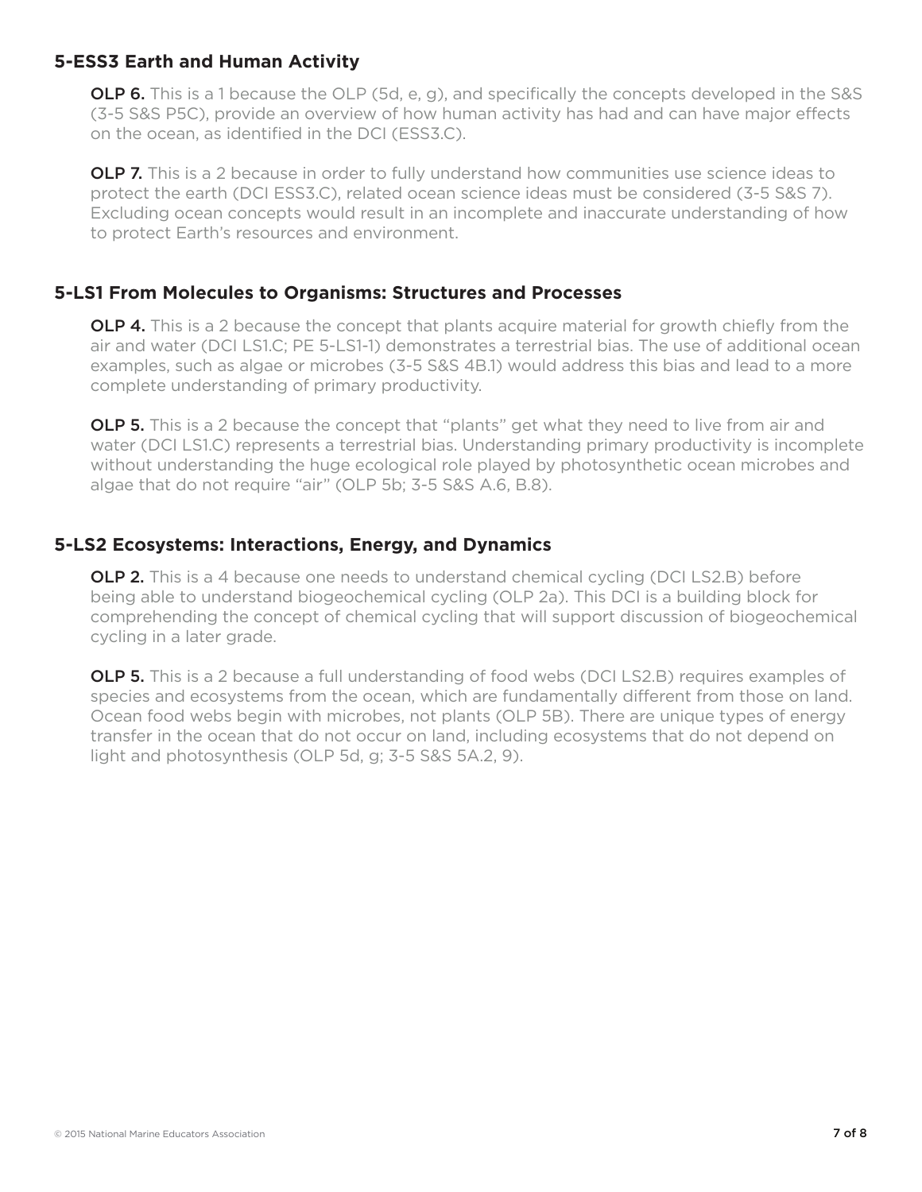### 5-ESS3 Earth and Human Activity

**OLP 6.** This is a 1 because the OLP (5d, e, g), and specifically the concepts developed in the S&S (3-5 S&S P5C), provide an overview of how human activity has had and can have major effects on the ocean, as identified in the DCI (ESS3.C).

**OLP 7.** This is a 2 because in order to fully understand how communities use science ideas to protect the earth (DCI ESS3.C), related ocean science ideas must be considered (3-5 S&S 7). Excluding ocean concepts would result in an incomplete and inaccurate understanding of how to protect Earth's resources and environment.

### 5-LS1 From Molecules to Organisms: Structures and Processes

**OLP 4.** This is a 2 because the concept that plants acquire material for growth chiefly from the air and water (DCI LS1.C; PE 5-LS1-1) demonstrates a terrestrial bias. The use of additional ocean examples, such as algae or microbes (3-5 S&S 4B.1) would address this bias and lead to a more complete understanding of primary productivity.

**OLP 5.** This is a 2 because the concept that "plants" get what they need to live from air and water (DCI LS1.C) represents a terrestrial bias. Understanding primary productivity is incomplete without understanding the huge ecological role played by photosynthetic ocean microbes and algae that do not require "air" (OLP 5b; 3-5 S&S A.6, B.8).

### 5-LS2 Ecosystems: Interactions, Energy, and Dynamics

**OLP 2.** This is a 4 because one needs to understand chemical cycling (DCI LS2.B) before being able to understand biogeochemical cycling (OLP 2a). This DCI is a building block for comprehending the concept of chemical cycling that will support discussion of biogeochemical cycling in a later grade.

**OLP 5.** This is a 2 because a full understanding of food webs (DCI LS2.B) requires examples of species and ecosystems from the ocean, which are fundamentally different from those on land. Ocean food webs begin with microbes, not plants (OLP 5B). There are unique types of energy transfer in the ocean that do not occur on land, including ecosystems that do not depend on light and photosynthesis (OLP 5d, g; 3-5 S&S 5A.2, 9).

© 2015 National Marine Educators Association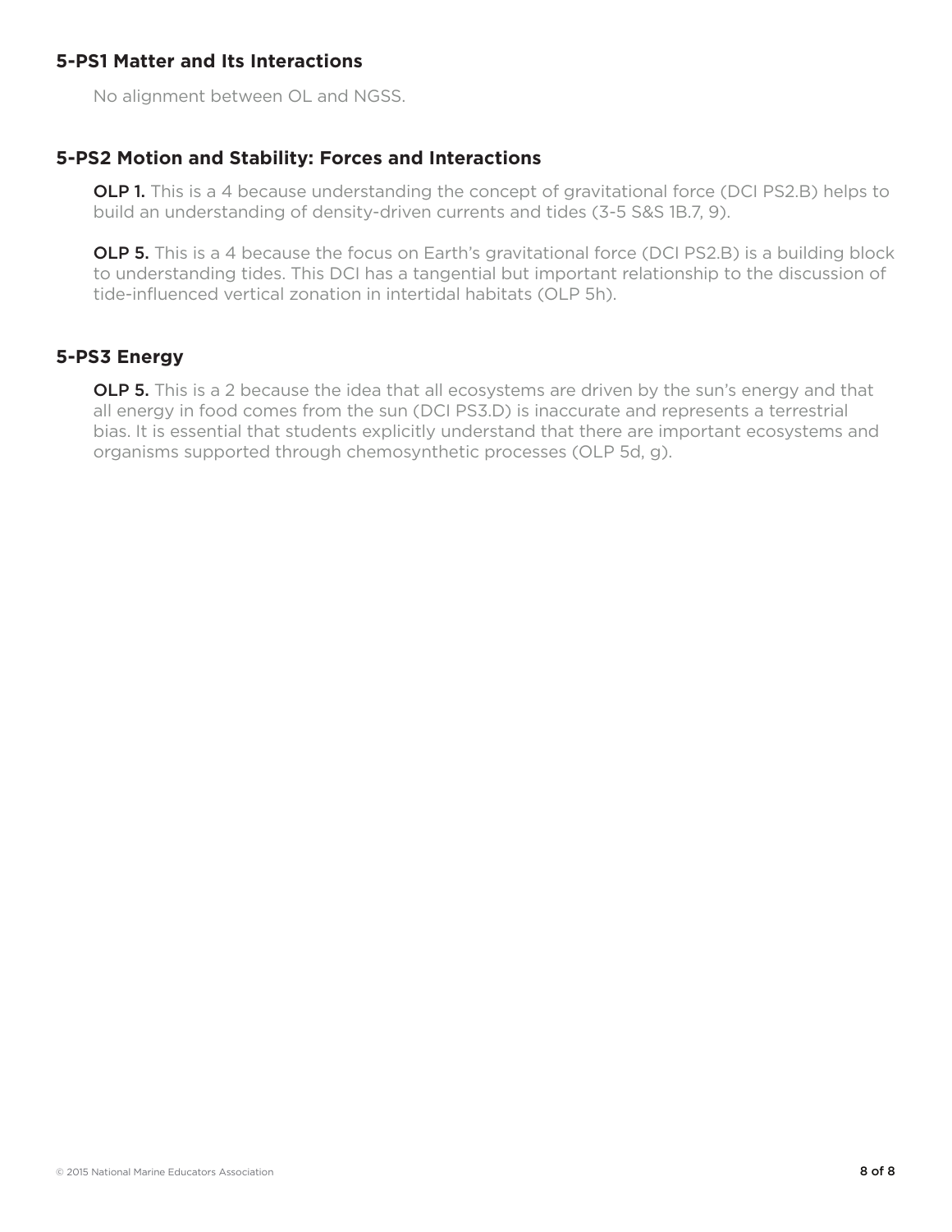### 5-PS1 Matter and Its Interactions

No alignment between OL and NGSS.

### 5-PS2 Motion and Stability: Forces and Interactions

**OLP 1.** This is a 4 because understanding the concept of gravitational force (DCI PS2.B) helps to build an understanding of density-driven currents and tides (3-5 S&S 1B.7, 9).

**OLP 5.** This is a 4 because the focus on Earth's gravitational force (DCI PS2.B) is a building block to understanding tides. This DCI has a tangential but important relationship to the discussion of tide-influenced vertical zonation in intertidal habitats (OLP 5h).

### 5-PS3 Energy

**OLP 5.** This is a 2 because the idea that all ecosystems are driven by the sun's energy and that all energy in food comes from the sun (DCI PS3.D) is inaccurate and represents a terrestrial bias. It is essential that students explicitly understand that there are important ecosystems and organisms supported through chemosynthetic processes (OLP 5d, g).

© 2015 National Marine Educators Association